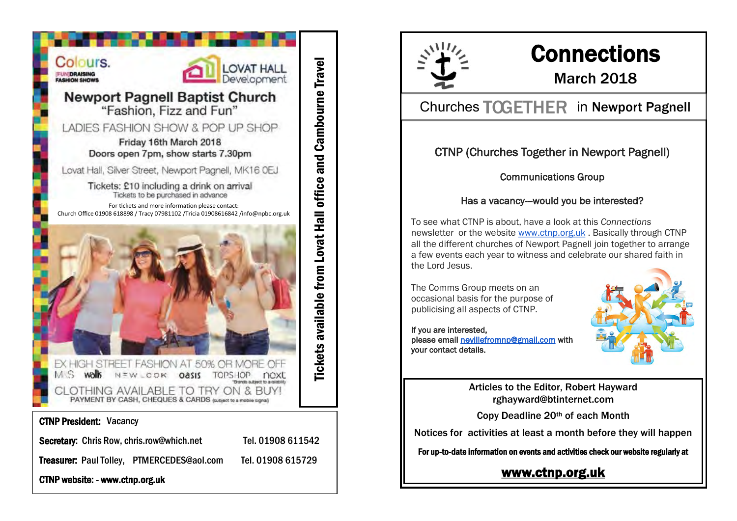Colours.
(FUN)DRAISING FASHION SHOWS

LOVAT HALL Development

## Newport Pagnell Baptist Church
"Fashion, Fizz and Fun"

LADIES FASHION SHOW & POP UP SHOP

**Friday 16th March 2018**
**Doors open 7pm, show starts 7.30pm**

Lovat Hall, Silver Street, Newport Pagnell, MK16 0EJ

Tickets: £10 including a drink on arrival
Tickets to be purchased in advance

For tickets and more information please contact:
Church Office 01908 618898 / Tracy 07981102 /Tricia 01908616842 /info@npbc.org.uk

EX HIGH STREET FASHION AT 50% OR MORE OFF
M&S wallis NEW LOOK oasis TOPSHOP next
*Brands subject to availability
CLOTHING AVAILABLE TO TRY ON & BUY!
PAYMENT BY CASH, CHEQUES & CARDS (subject to a mobile signal)

**Tickets available from Lovat Hall office and Cambourne Travel**

**CTNP President:** Vacancy

**Secretary:** Chris Row, chris.row@which.net Tel. 01908 611542

**Treasurer:** Paul Tolley, PTMERCEDES@aol.com Tel. 01908 615729

**CTNP website: - www.ctnp.org.uk**

# Connections
## March 2018

Churches TOGETHER in **Newport Pagnell**

### CTNP (Churches Together in Newport Pagnell)

**Communications Group**

**Has a vacancy—would you be interested?**

To see what CTNP is about, have a look at this *Connections* newsletter or the website www.ctnp.org.uk . Basically through CTNP all the different churches of Newport Pagnell join together to arrange a few events each year to witness and celebrate our shared faith in the Lord Jesus.

The Comms Group meets on an occasional basis for the purpose of publicising all aspects of CTNP.

**If you are interested,**
**please email nevillefromnp@gmail.com with your contact details.**

**Articles to the Editor, Robert Hayward**
**rghayward@btinternet.com**

**Copy Deadline 20th of each Month**

**Notices for activities at least a month before they will happen**

**For up-to-date information on events and activities check our website regularly at**

**www.ctnp.org.uk**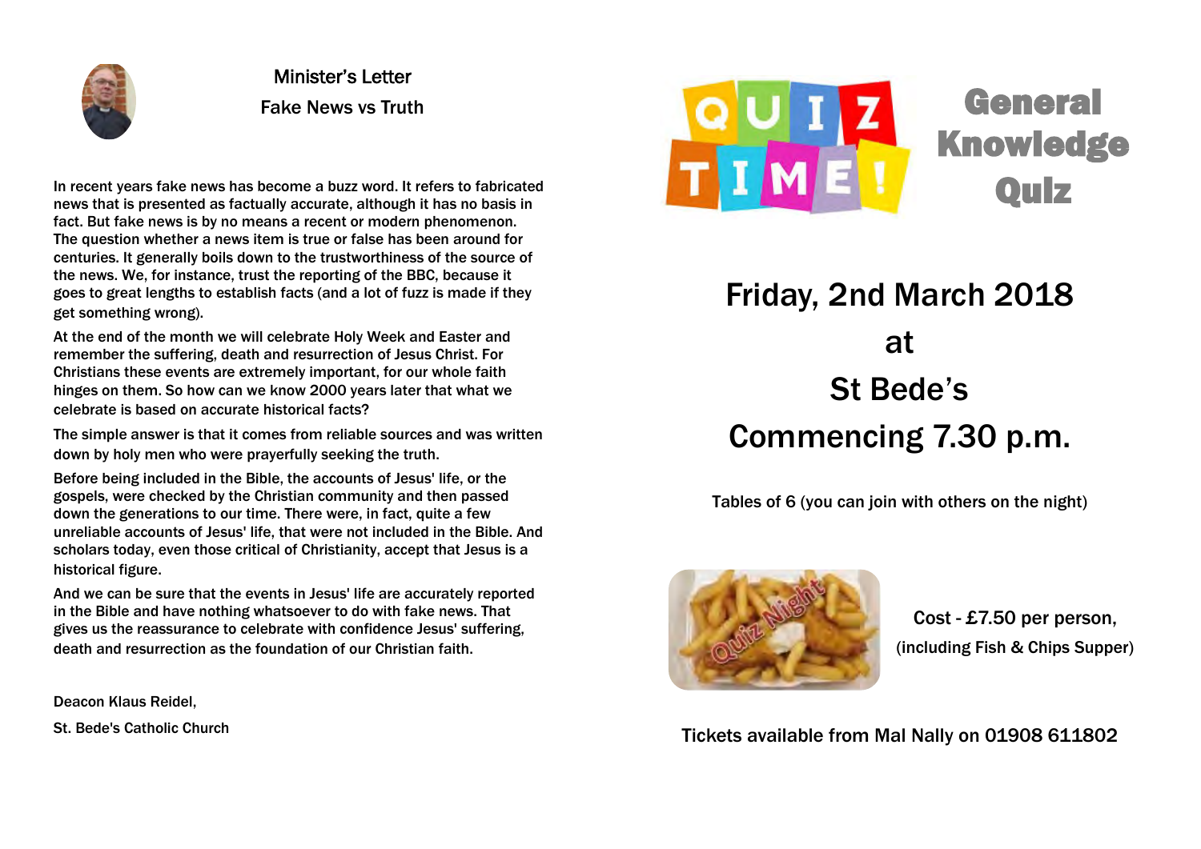## Minister's Letter

### Fake News vs Truth

In recent years fake news has become a buzz word. It refers to fabricated news that is presented as factually accurate, although it has no basis in fact. But fake news is by no means a recent or modern phenomenon. The question whether a news item is true or false has been around for centuries. It generally boils down to the trustworthiness of the source of the news. We, for instance, trust the reporting of the BBC, because it goes to great lengths to establish facts (and a lot of fuzz is made if they get something wrong).

At the end of the month we will celebrate Holy Week and Easter and remember the suffering, death and resurrection of Jesus Christ. For Christians these events are extremely important, for our whole faith hinges on them. So how can we know 2000 years later that what we celebrate is based on accurate historical facts?

The simple answer is that it comes from reliable sources and was written down by holy men who were prayerfully seeking the truth.

Before being included in the Bible, the accounts of Jesus' life, or the gospels, were checked by the Christian community and then passed down the generations to our time. There were, in fact, quite a few unreliable accounts of Jesus' life, that were not included in the Bible. And scholars today, even those critical of Christianity, accept that Jesus is a historical figure.

And we can be sure that the events in Jesus' life are accurately reported in the Bible and have nothing whatsoever to do with fake news. That gives us the reassurance to celebrate with confidence Jesus' suffering, death and resurrection as the foundation of our Christian faith.

Deacon Klaus Reidel,

St. Bede's Catholic Church

# QUIZ TIME! General Knowledge Quiz

## Friday, 2nd March 2018 at St Bede's Commencing 7.30 p.m.

Tables of 6 (you can join with others on the night)

Cost - £7.50 per person,
(including Fish & Chips Supper)

Tickets available from Mal Nally on 01908 611802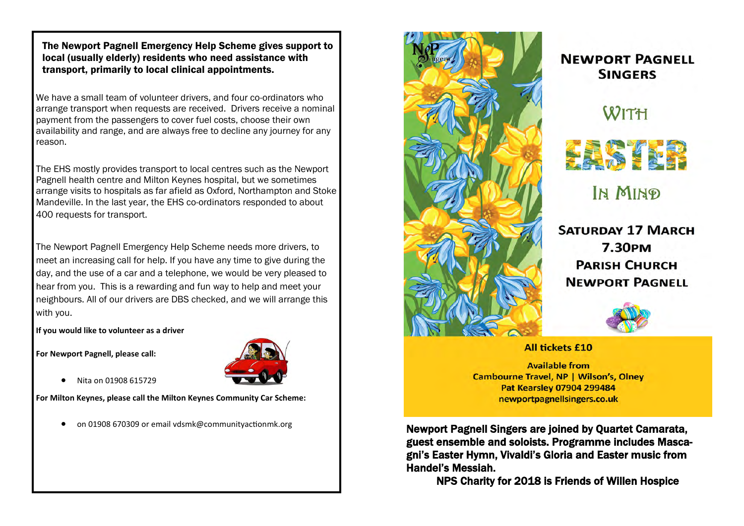**The Newport Pagnell Emergency Help Scheme gives support to local (usually elderly) residents who need assistance with transport, primarily to local clinical appointments.**

We have a small team of volunteer drivers, and four co-ordinators who arrange transport when requests are received. Drivers receive a nominal payment from the passengers to cover fuel costs, choose their own availability and range, and are always free to decline any journey for any reason.

The EHS mostly provides transport to local centres such as the Newport Pagnell health centre and Milton Keynes hospital, but we sometimes arrange visits to hospitals as far afield as Oxford, Northampton and Stoke Mandeville. In the last year, the EHS co-ordinators responded to about 400 requests for transport.

The Newport Pagnell Emergency Help Scheme needs more drivers, to meet an increasing call for help. If you have any time to give during the day, and the use of a car and a telephone, we would be very pleased to hear from you. This is a rewarding and fun way to help and meet your neighbours. All of our drivers are DBS checked, and we will arrange this with you.

**If you would like to volunteer as a driver**

**For Newport Pagnell, please call:**

- Nita on 01908 615729

**For Milton Keynes, please call the Milton Keynes Community Car Scheme:**

- on 01908 670309 or email vdsmk@communityactionmk.org

# Newport Pagnell Singers

## With EASTER In Mind

**Saturday 17 March**
**7.30pm**
**Parish Church**
**Newport Pagnell**

**All tickets £10**

**Available from**
**Cambourne Travel, NP | Wilson's, Olney**
**Pat Kearsley 07904 299484**
**newportpagnellsingers.co.uk**

**Newport Pagnell Singers are joined by Quartet Camarata, guest ensemble and soloists. Programme includes Mascagni's Easter Hymn, Vivaldi's Gloria and Easter music from Handel's Messiah.**

**NPS Charity for 2018 is Friends of Willen Hospice**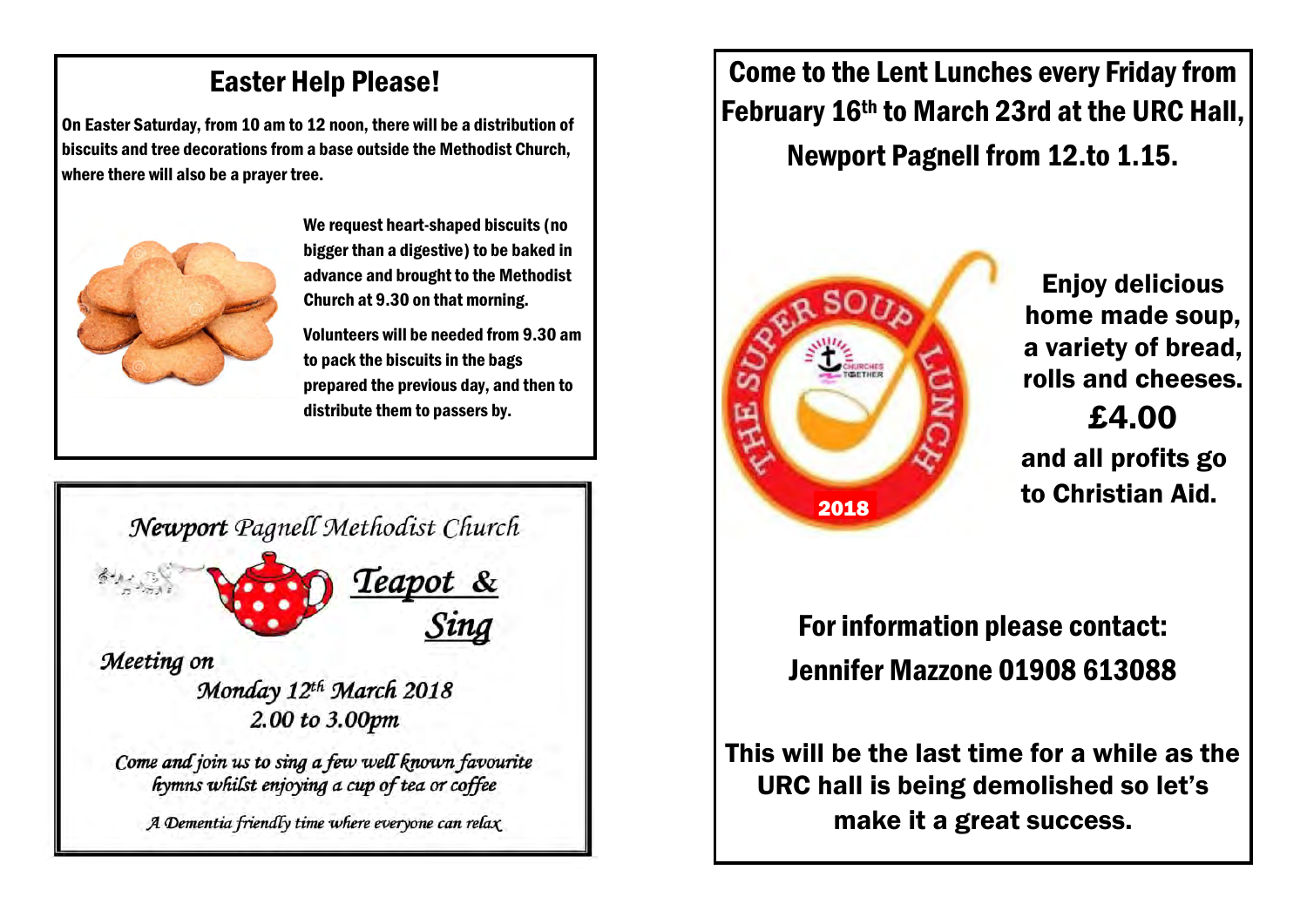## Easter Help Please!

**On Easter Saturday, from 10 am to 12 noon, there will be a distribution of biscuits and tree decorations from a base outside the Methodist Church, where there will also be a prayer tree.**

**We request heart-shaped biscuits (no bigger than a digestive) to be baked in advance and brought to the Methodist Church at 9.30 on that morning.**

**Volunteers will be needed from 9.30 am to pack the biscuits in the bags prepared the previous day, and then to distribute them to passers by.**

---

*Newport Pagnell Methodist Church*

## *Teapot & Sing*

*Meeting on*

*Monday 12th March 2018*

*2.00 to 3.00pm*

*Come and join us to sing a few well known favourite hymns whilst enjoying a cup of tea or coffee*

*A Dementia friendly time where everyone can relax*

---

## Come to the Lent Lunches every Friday from February 16th to March 23rd at the URC Hall, Newport Pagnell from 12.to 1.15.

THE SUPER SOUP LUNCH

CHURCHES TOGETHER

2018

**Enjoy delicious home made soup, a variety of bread, rolls and cheeses.**

**£4.00**

**and all profits go to Christian Aid.**

### For information please contact: Jennifer Mazzone 01908 613088

**This will be the last time for a while as the URC hall is being demolished so let's make it a great success.**